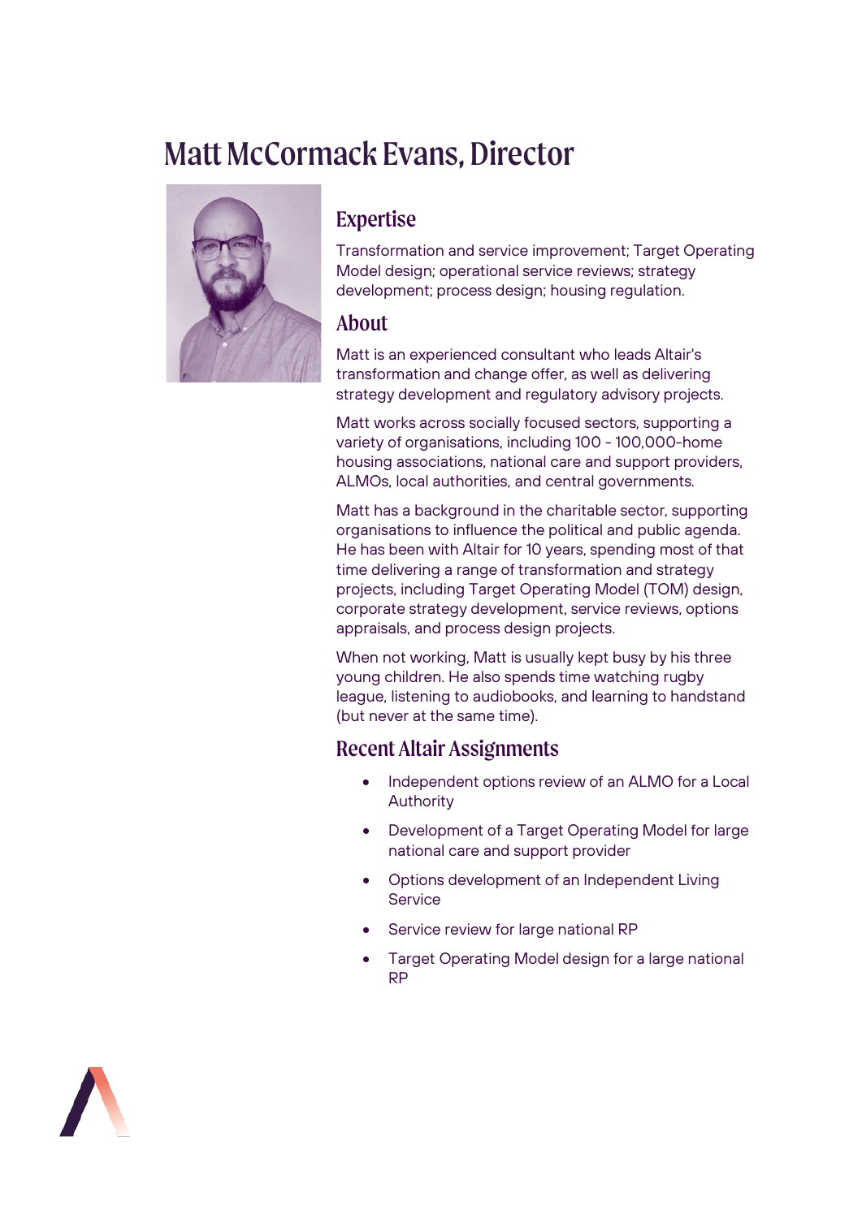# Matt McCormack Evans, Director

## Expertise

Transformation and service improvement; Target Operating Model design; operational service reviews; strategy development; process design; housing regulation.

## About

Matt is an experienced consultant who leads Altair's transformation and change offer, as well as delivering strategy development and regulatory advisory projects.

Matt works across socially focused sectors, supporting a variety of organisations, including 100 - 100,000-home housing associations, national care and support providers, ALMOs, local authorities, and central governments.

Matt has a background in the charitable sector, supporting organisations to influence the political and public agenda. He has been with Altair for 10 years, spending most of that time delivering a range of transformation and strategy projects, including Target Operating Model (TOM) design, corporate strategy development, service reviews, options appraisals, and process design projects.

When not working, Matt is usually kept busy by his three young children. He also spends time watching rugby league, listening to audiobooks, and learning to handstand (but never at the same time).

## Recent Altair Assignments

- Independent options review of an ALMO for a Local Authority
- Development of a Target Operating Model for large national care and support provider
- Options development of an Independent Living Service
- Service review for large national RP
- Target Operating Model design for a large national RP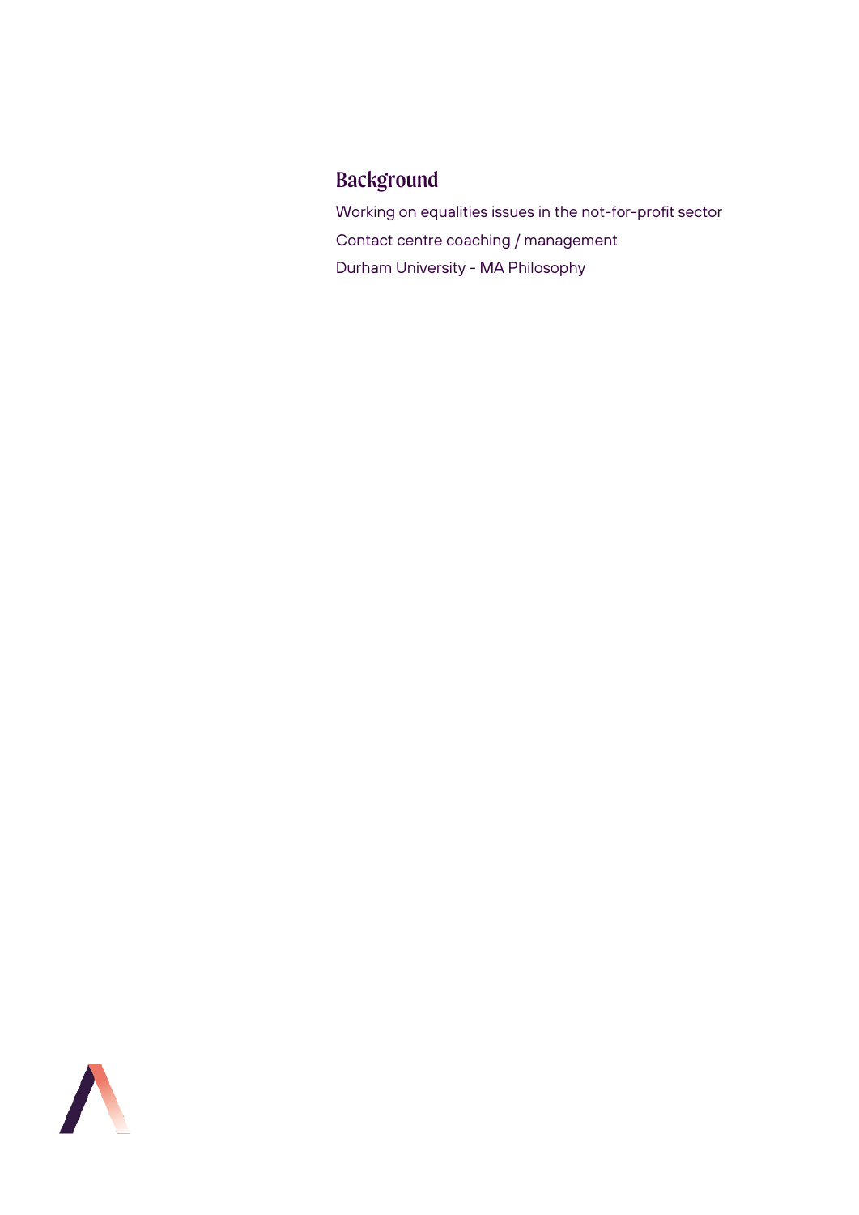## Background

Working on equalities issues in the not-for-profit sector

Contact centre coaching / management

Durham University - MA Philosophy